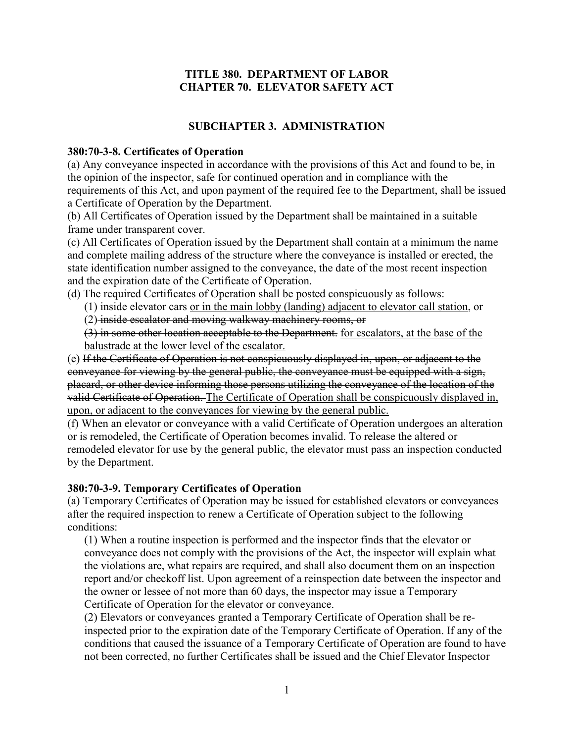# TITLE 380. DEPARTMENT OF LABOR
# CHAPTER 70. ELEVATOR SAFETY ACT

## SUBCHAPTER 3. ADMINISTRATION

### 380:70-3-8. Certificates of Operation

(a) Any conveyance inspected in accordance with the provisions of this Act and found to be, in the opinion of the inspector, safe for continued operation and in compliance with the requirements of this Act, and upon payment of the required fee to the Department, shall be issued a Certificate of Operation by the Department.

(b) All Certificates of Operation issued by the Department shall be maintained in a suitable frame under transparent cover.

(c) All Certificates of Operation issued by the Department shall contain at a minimum the name and complete mailing address of the structure where the conveyance is installed or erected, the state identification number assigned to the conveyance, the date of the most recent inspection and the expiration date of the Certificate of Operation.

(d) The required Certificates of Operation shall be posted conspicuously as follows:

(1) inside elevator cars <u>or in the main lobby (landing) adjacent to elevator call station</u>, or

(2) ~~inside escalator and moving walkway machinery rooms, or~~

~~(3) in some other location acceptable to the Department.~~ <u>for escalators, at the base of the balustrade at the lower level of the escalator.</u>

(e) ~~If the Certificate of Operation is not conspicuously displayed in, upon, or adjacent to the conveyance for viewing by the general public, the conveyance must be equipped with a sign, placard, or other device informing those persons utilizing the conveyance of the location of the valid Certificate of Operation.~~ <u>The Certificate of Operation shall be conspicuously displayed in, upon, or adjacent to the conveyances for viewing by the general public.</u>

(f) When an elevator or conveyance with a valid Certificate of Operation undergoes an alteration or is remodeled, the Certificate of Operation becomes invalid. To release the altered or remodeled elevator for use by the general public, the elevator must pass an inspection conducted by the Department.

### 380:70-3-9. Temporary Certificates of Operation

(a) Temporary Certificates of Operation may be issued for established elevators or conveyances after the required inspection to renew a Certificate of Operation subject to the following conditions:

(1) When a routine inspection is performed and the inspector finds that the elevator or conveyance does not comply with the provisions of the Act, the inspector will explain what the violations are, what repairs are required, and shall also document them on an inspection report and/or checkoff list. Upon agreement of a reinspection date between the inspector and the owner or lessee of not more than 60 days, the inspector may issue a Temporary Certificate of Operation for the elevator or conveyance.

(2) Elevators or conveyances granted a Temporary Certificate of Operation shall be re-inspected prior to the expiration date of the Temporary Certificate of Operation. If any of the conditions that caused the issuance of a Temporary Certificate of Operation are found to have not been corrected, no further Certificates shall be issued and the Chief Elevator Inspector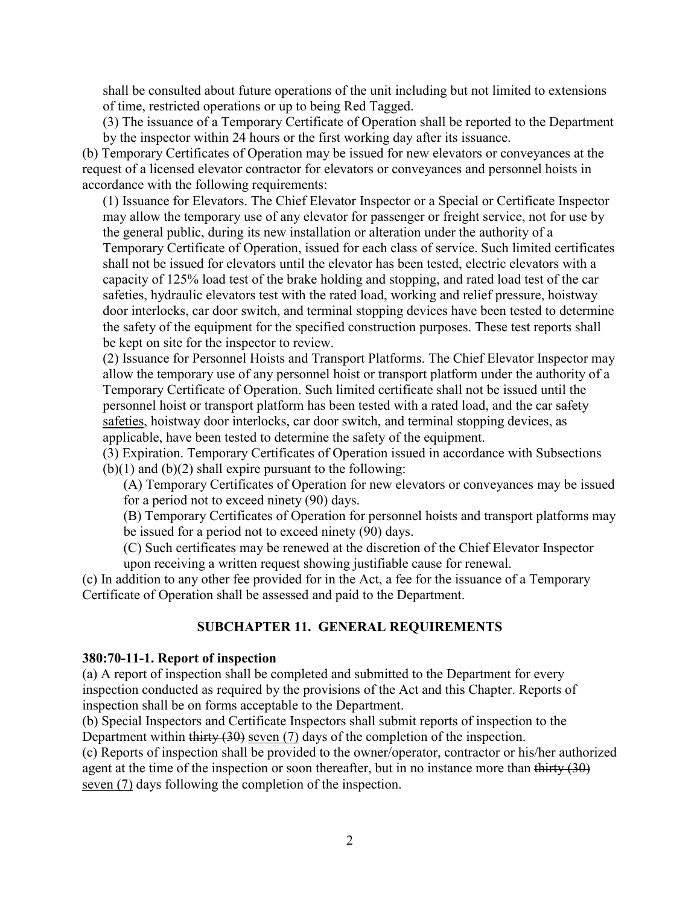shall be consulted about future operations of the unit including but not limited to extensions of time, restricted operations or up to being Red Tagged.

(3) The issuance of a Temporary Certificate of Operation shall be reported to the Department by the inspector within 24 hours or the first working day after its issuance.

(b) Temporary Certificates of Operation may be issued for new elevators or conveyances at the request of a licensed elevator contractor for elevators or conveyances and personnel hoists in accordance with the following requirements:

(1) Issuance for Elevators. The Chief Elevator Inspector or a Special or Certificate Inspector may allow the temporary use of any elevator for passenger or freight service, not for use by the general public, during its new installation or alteration under the authority of a Temporary Certificate of Operation, issued for each class of service. Such limited certificates shall not be issued for elevators until the elevator has been tested, electric elevators with a capacity of 125% load test of the brake holding and stopping, and rated load test of the car safeties, hydraulic elevators test with the rated load, working and relief pressure, hoistway door interlocks, car door switch, and terminal stopping devices have been tested to determine the safety of the equipment for the specified construction purposes. These test reports shall be kept on site for the inspector to review.

(2) Issuance for Personnel Hoists and Transport Platforms. The Chief Elevator Inspector may allow the temporary use of any personnel hoist or transport platform under the authority of a Temporary Certificate of Operation. Such limited certificate shall not be issued until the personnel hoist or transport platform has been tested with a rated load, and the car ~~safety~~ <u>safeties</u>, hoistway door interlocks, car door switch, and terminal stopping devices, as applicable, have been tested to determine the safety of the equipment.

(3) Expiration. Temporary Certificates of Operation issued in accordance with Subsections (b)(1) and (b)(2) shall expire pursuant to the following:

(A) Temporary Certificates of Operation for new elevators or conveyances may be issued for a period not to exceed ninety (90) days.

(B) Temporary Certificates of Operation for personnel hoists and transport platforms may be issued for a period not to exceed ninety (90) days.

(C) Such certificates may be renewed at the discretion of the Chief Elevator Inspector upon receiving a written request showing justifiable cause for renewal.

(c) In addition to any other fee provided for in the Act, a fee for the issuance of a Temporary Certificate of Operation shall be assessed and paid to the Department.

## SUBCHAPTER 11. GENERAL REQUIREMENTS

**380:70-11-1. Report of inspection**

(a) A report of inspection shall be completed and submitted to the Department for every inspection conducted as required by the provisions of the Act and this Chapter. Reports of inspection shall be on forms acceptable to the Department.

(b) Special Inspectors and Certificate Inspectors shall submit reports of inspection to the Department within ~~thirty (30)~~ <u>seven (7)</u> days of the completion of the inspection.

(c) Reports of inspection shall be provided to the owner/operator, contractor or his/her authorized agent at the time of the inspection or soon thereafter, but in no instance more than ~~thirty (30)~~ <u>seven (7)</u> days following the completion of the inspection.